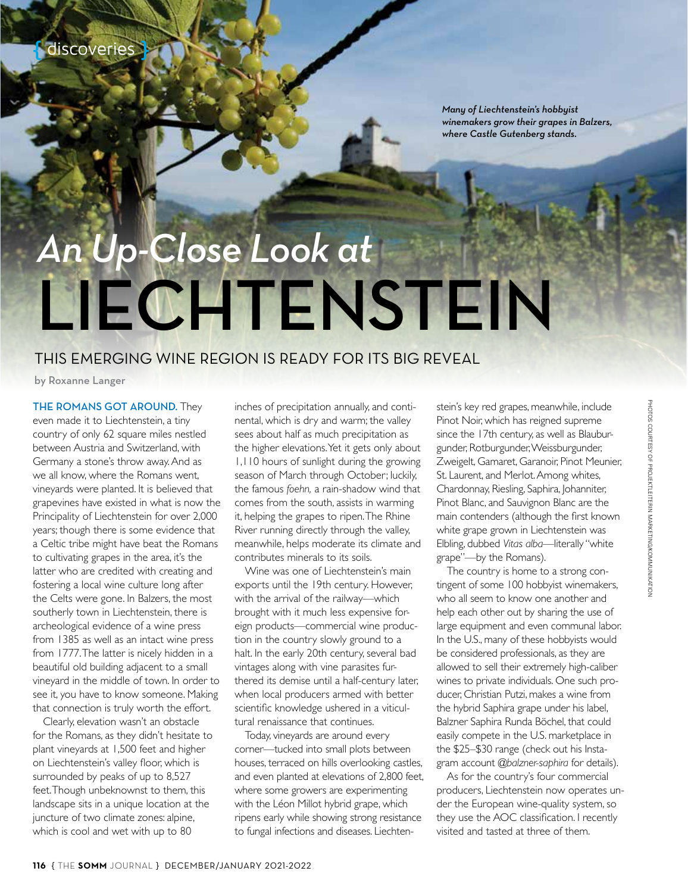{ discoveries }

*Many of Liechtenstein's hobbyist winemakers grow their grapes in Balzers, where Castle Gutenberg stands.*

# *An Up-Close Look at* LIECHTENSTEIN

## THIS EMERGING WINE REGION IS READY FOR ITS BIG REVEAL

by Roxanne Langer

**THE ROMANS GOT AROUND.** They even made it to Liechtenstein, a tiny country of only 62 square miles nestled between Austria and Switzerland, with Germany a stone's throw away. And as we all know, where the Romans went, vineyards were planted. It is believed that grapevines have existed in what is now the Principality of Liechtenstein for over 2,000 years; though there is some evidence that a Celtic tribe might have beat the Romans to cultivating grapes in the area, it's the latter who are credited with creating and fostering a local wine culture long after the Celts were gone. In Balzers, the most southerly town in Liechtenstein, there is archeological evidence of a wine press from 1385 as well as an intact wine press from 1777. The latter is nicely hidden in a beautiful old building adjacent to a small vineyard in the middle of town. In order to see it, you have to know someone. Making that connection is truly worth the effort.

Clearly, elevation wasn't an obstacle for the Romans, as they didn't hesitate to plant vineyards at 1,500 feet and higher on Liechtenstein's valley floor, which is surrounded by peaks of up to 8,527 feet. Though unbeknownst to them, this landscape sits in a unique location at the juncture of two climate zones: alpine, which is cool and wet with up to 80 inches of precipitation annually, and continental, which is dry and warm; the valley sees about half as much precipitation as the higher elevations. Yet it gets only about 1,110 hours of sunlight during the growing season of March through October; luckily, the famous *foehn,* a rain-shadow wind that comes from the south, assists in warming it, helping the grapes to ripen. The Rhine River running directly through the valley, meanwhile, helps moderate its climate and contributes minerals to its soils.

Wine was one of Liechtenstein's main exports until the 19th century. However, with the arrival of the railway—which brought with it much less expensive foreign products—commercial wine production in the country slowly ground to a halt. In the early 20th century, several bad vintages along with wine parasites furthered its demise until a half-century later, when local producers armed with better scientific knowledge ushered in a viticultural renaissance that continues.

Today, vineyards are around every corner—tucked into small plots between houses, terraced on hills overlooking castles, and even planted at elevations of 2,800 feet, where some growers are experimenting with the Léon Millot hybrid grape, which ripens early while showing strong resistance to fungal infections and diseases. Liechtenstein's key red grapes, meanwhile, include Pinot Noir, which has reigned supreme since the 17th century, as well as Blauburgunder, Rotburgunder, Weissburgunder, Zweigelt, Gamaret, Garanoir, Pinot Meunier, St. Laurent, and Merlot. Among whites, Chardonnay, Riesling, Saphira, Johanniter, Pinot Blanc, and Sauvignon Blanc are the main contenders (although the first known white grape grown in Liechtenstein was Elbling, dubbed *Vitas alba*—literally "white grape"—by the Romans).

The country is home to a strong contingent of some 100 hobbyist winemakers, who all seem to know one another and help each other out by sharing the use of large equipment and even communal labor. In the U.S., many of these hobbyists would be considered professionals, as they are allowed to sell their extremely high-caliber wines to private individuals. One such producer, Christian Putzi, makes a wine from the hybrid Saphira grape under his label, Balzner Saphira Runda Böchel, that could easily compete in the U.S. marketplace in the $25–$30 range (check out his Instagram account *@balzner-saphira* for details).

As for the country's four commercial producers, Liechtenstein now operates under the European wine-quality system, so they use the AOC classification. I recently visited and tasted at three of them.

PHOTOS COURTESY OF PROJEKTLEITERIN MARKETING/KOMMUNIKATION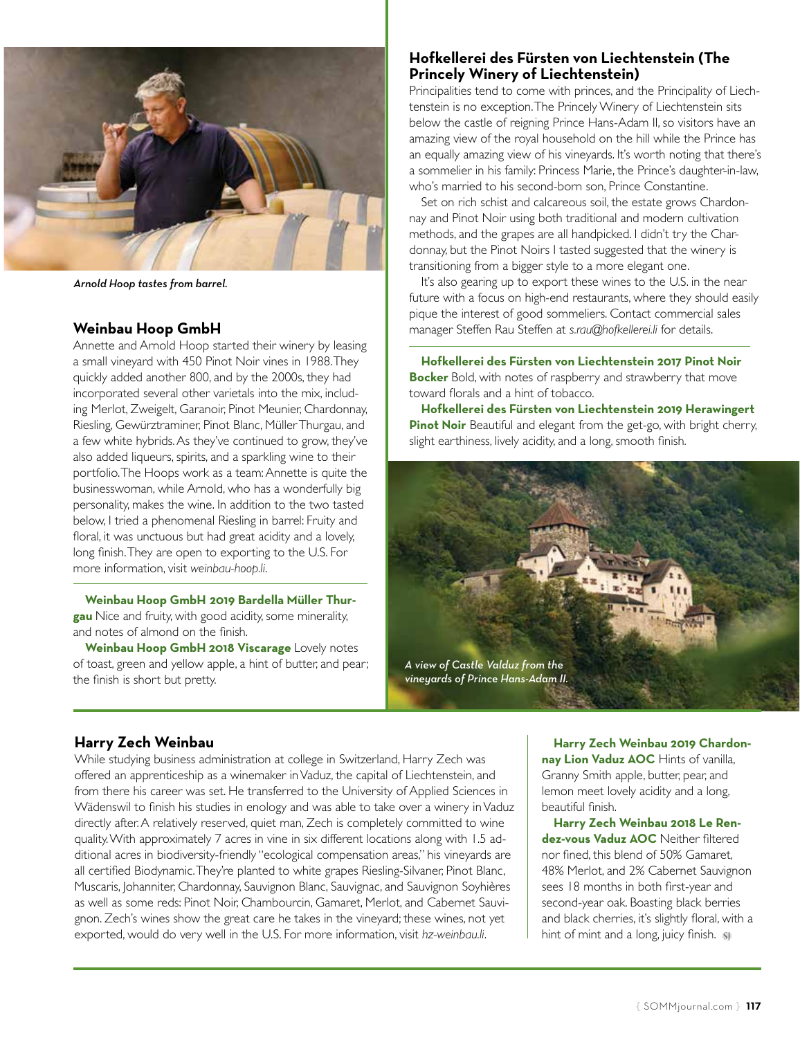Arnold Hoop tastes from barrel.

## Weinbau Hoop GmbH

Annette and Arnold Hoop started their winery by leasing a small vineyard with 450 Pinot Noir vines in 1988. They quickly added another 800, and by the 2000s, they had incorporated several other varietals into the mix, including Merlot, Zweigelt, Garanoir, Pinot Meunier, Chardonnay, Riesling, Gewürztraminer, Pinot Blanc, Müller Thurgau, and a few white hybrids. As they've continued to grow, they've also added liqueurs, spirits, and a sparkling wine to their portfolio. The Hoops work as a team: Annette is quite the businesswoman, while Arnold, who has a wonderfully big personality, makes the wine. In addition to the two tasted below, I tried a phenomenal Riesling in barrel: Fruity and floral, it was unctuous but had great acidity and a lovely, long finish. They are open to exporting to the U.S. For more information, visit *weinbau-hoop.li*.

**Weinbau Hoop GmbH 2019 Bardella Müller Thurgau** Nice and fruity, with good acidity, some minerality, and notes of almond on the finish.

**Weinbau Hoop GmbH 2018 Viscarage** Lovely notes of toast, green and yellow apple, a hint of butter, and pear; the finish is short but pretty.

## Hofkellerei des Fürsten von Liechtenstein (The Princely Winery of Liechtenstein)

Principalities tend to come with princes, and the Principality of Liechtenstein is no exception. The Princely Winery of Liechtenstein sits below the castle of reigning Prince Hans-Adam II, so visitors have an amazing view of the royal household on the hill while the Prince has an equally amazing view of his vineyards. It's worth noting that there's a sommelier in his family: Princess Marie, the Prince's daughter-in-law, who's married to his second-born son, Prince Constantine.

Set on rich schist and calcareous soil, the estate grows Chardonnay and Pinot Noir using both traditional and modern cultivation methods, and the grapes are all handpicked. I didn't try the Chardonnay, but the Pinot Noirs I tasted suggested that the winery is transitioning from a bigger style to a more elegant one.

It's also gearing up to export these wines to the U.S. in the near future with a focus on high-end restaurants, where they should easily pique the interest of good sommeliers. Contact commercial sales manager Steffen Rau Steffen at *s.rau@hofkellerei.li* for details.

**Hofkellerei des Fürsten von Liechtenstein 2017 Pinot Noir Bocker** Bold, with notes of raspberry and strawberry that move toward florals and a hint of tobacco.

**Hofkellerei des Fürsten von Liechtenstein 2019 Herawingert Pinot Noir** Beautiful and elegant from the get-go, with bright cherry, slight earthiness, lively acidity, and a long, smooth finish.

*A view of Castle Valduz from the vineyards of Prince Hans-Adam II.*

## Harry Zech Weinbau

While studying business administration at college in Switzerland, Harry Zech was offered an apprenticeship as a winemaker in Vaduz, the capital of Liechtenstein, and from there his career was set. He transferred to the University of Applied Sciences in Wädenswil to finish his studies in enology and was able to take over a winery in Vaduz directly after. A relatively reserved, quiet man, Zech is completely committed to wine quality. With approximately 7 acres in vine in six different locations along with 1.5 additional acres in biodiversity-friendly "ecological compensation areas," his vineyards are all certified Biodynamic. They're planted to white grapes Riesling-Silvaner, Pinot Blanc, Muscaris, Johanniter, Chardonnay, Sauvignon Blanc, Sauvignac, and Sauvignon Soyhières as well as some reds: Pinot Noir, Chambourcin, Gamaret, Merlot, and Cabernet Sauvignon. Zech's wines show the great care he takes in the vineyard; these wines, not yet exported, would do very well in the U.S. For more information, visit *hz-weinbau.li*.

**Harry Zech Weinbau 2019 Chardonnay Lion Vaduz AOC** Hints of vanilla, Granny Smith apple, butter, pear, and lemon meet lovely acidity and a long, beautiful finish.

**Harry Zech Weinbau 2018 Le Rendez-vous Vaduz AOC** Neither filtered nor fined, this blend of 50% Gamaret, 48% Merlot, and 2% Cabernet Sauvignon sees 18 months in both first-year and second-year oak. Boasting black berries and black cherries, it's slightly floral, with a hint of mint and a long, juicy finish.